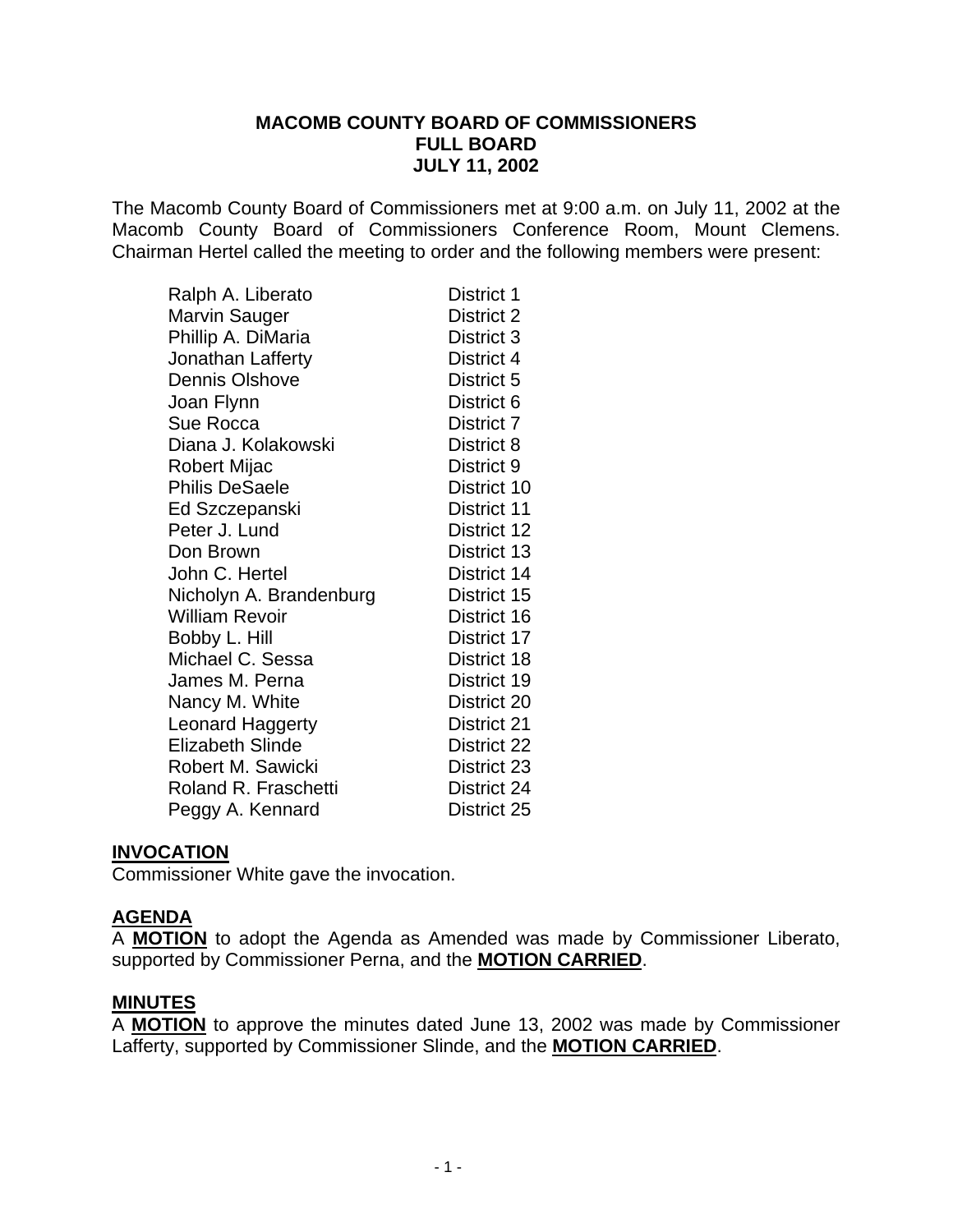**MACOMB COUNTY BOARD OF COMMISSIONERS**
**FULL BOARD**
**JULY 11, 2002**

The Macomb County Board of Commissioners met at 9:00 a.m. on July 11, 2002 at the Macomb County Board of Commissioners Conference Room, Mount Clemens. Chairman Hertel called the meeting to order and the following members were present:

| | |
|---|---|
| Ralph A. Liberato | District 1 |
| Marvin Sauger | District 2 |
| Phillip A. DiMaria | District 3 |
| Jonathan Lafferty | District 4 |
| Dennis Olshove | District 5 |
| Joan Flynn | District 6 |
| Sue Rocca | District 7 |
| Diana J. Kolakowski | District 8 |
| Robert Mijac | District 9 |
| Philis DeSaele | District 10 |
| Ed Szczepanski | District 11 |
| Peter J. Lund | District 12 |
| Don Brown | District 13 |
| John C. Hertel | District 14 |
| Nicholyn A. Brandenburg | District 15 |
| William Revoir | District 16 |
| Bobby L. Hill | District 17 |
| Michael C. Sessa | District 18 |
| James M. Perna | District 19 |
| Nancy M. White | District 20 |
| Leonard Haggerty | District 21 |
| Elizabeth Slinde | District 22 |
| Robert M. Sawicki | District 23 |
| Roland R. Fraschetti | District 24 |
| Peggy A. Kennard | District 25 |

## INVOCATION

Commissioner White gave the invocation.

## AGENDA

A **MOTION** to adopt the Agenda as Amended was made by Commissioner Liberato, supported by Commissioner Perna, and the **MOTION CARRIED**.

## MINUTES

A **MOTION** to approve the minutes dated June 13, 2002 was made by Commissioner Lafferty, supported by Commissioner Slinde, and the **MOTION CARRIED**.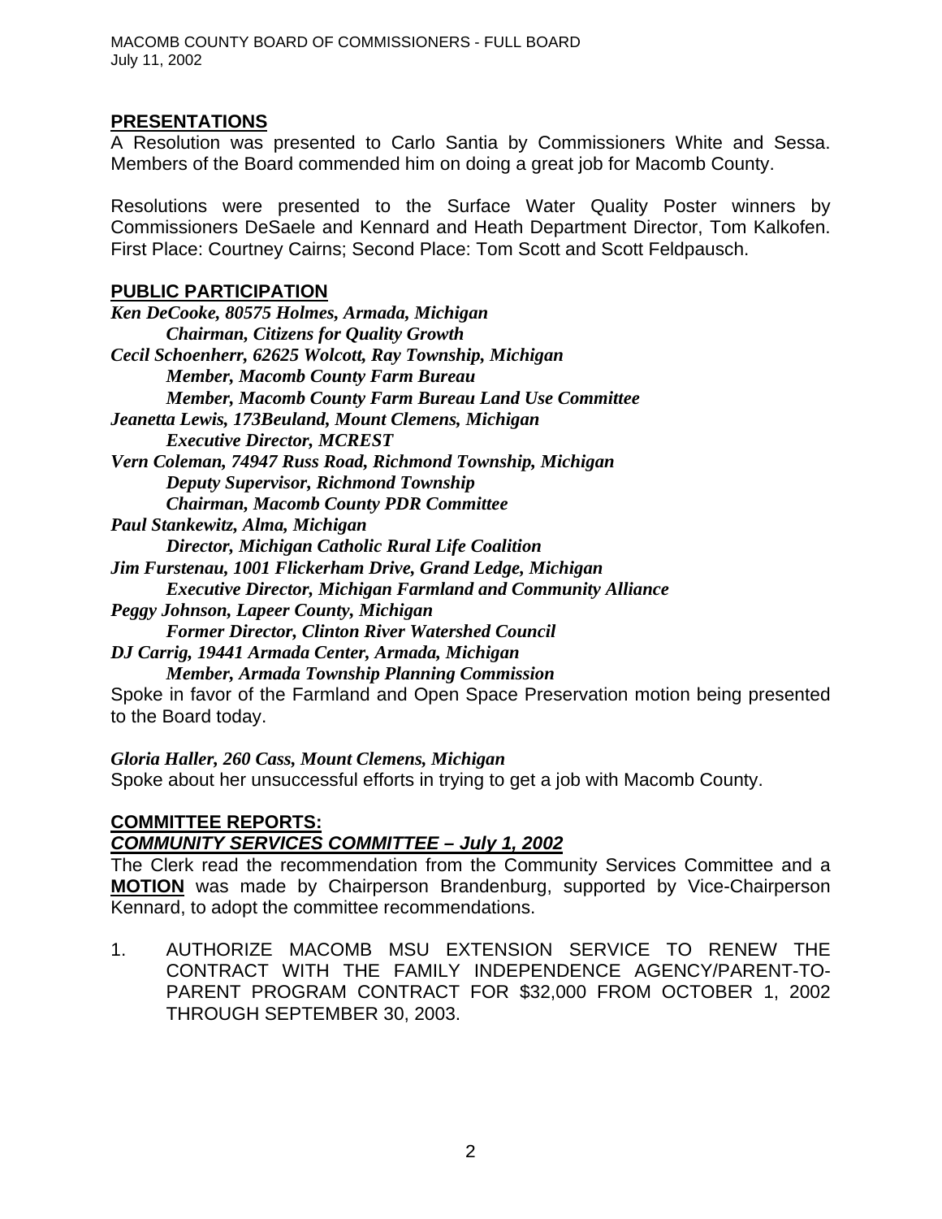## PRESENTATIONS

A Resolution was presented to Carlo Santia by Commissioners White and Sessa. Members of the Board commended him on doing a great job for Macomb County.

Resolutions were presented to the Surface Water Quality Poster winners by Commissioners DeSaele and Kennard and Heath Department Director, Tom Kalkofen. First Place: Courtney Cairns; Second Place: Tom Scott and Scott Feldpausch.

## PUBLIC PARTICIPATION

***Ken DeCooke, 80575 Holmes, Armada, Michigan***
***Chairman, Citizens for Quality Growth***
***Cecil Schoenherr, 62625 Wolcott, Ray Township, Michigan***
***Member, Macomb County Farm Bureau***
***Member, Macomb County Farm Bureau Land Use Committee***
***Jeanetta Lewis, 173Beuland, Mount Clemens, Michigan***
***Executive Director, MCREST***
***Vern Coleman, 74947 Russ Road, Richmond Township, Michigan***
***Deputy Supervisor, Richmond Township***
***Chairman, Macomb County PDR Committee***
***Paul Stankewitz, Alma, Michigan***
***Director, Michigan Catholic Rural Life Coalition***
***Jim Furstenau, 1001 Flickerham Drive, Grand Ledge, Michigan***
***Executive Director, Michigan Farmland and Community Alliance***
***Peggy Johnson, Lapeer County, Michigan***
***Former Director, Clinton River Watershed Council***
***DJ Carrig, 19441 Armada Center, Armada, Michigan***
***Member, Armada Township Planning Commission***

Spoke in favor of the Farmland and Open Space Preservation motion being presented to the Board today.

***Gloria Haller, 260 Cass, Mount Clemens, Michigan***

Spoke about her unsuccessful efforts in trying to get a job with Macomb County.

## COMMITTEE REPORTS:

### *COMMUNITY SERVICES COMMITTEE – July 1, 2002*

The Clerk read the recommendation from the Community Services Committee and a **MOTION** was made by Chairperson Brandenburg, supported by Vice-Chairperson Kennard, to adopt the committee recommendations.

1. AUTHORIZE MACOMB MSU EXTENSION SERVICE TO RENEW THE CONTRACT WITH THE FAMILY INDEPENDENCE AGENCY/PARENT-TO-PARENT PROGRAM CONTRACT FOR $32,000 FROM OCTOBER 1, 2002 THROUGH SEPTEMBER 30, 2003.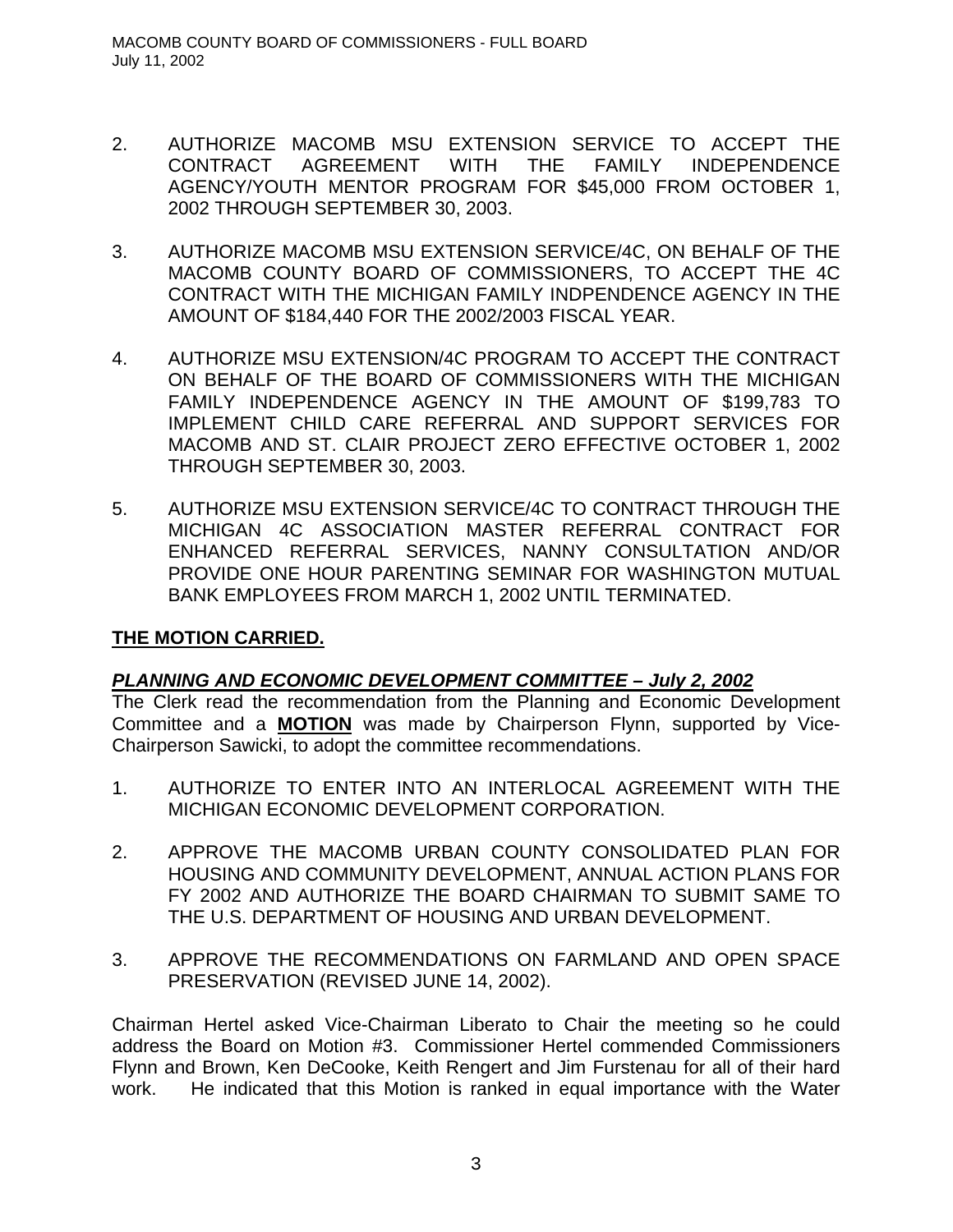2. AUTHORIZE MACOMB MSU EXTENSION SERVICE TO ACCEPT THE CONTRACT AGREEMENT WITH THE FAMILY INDEPENDENCE AGENCY/YOUTH MENTOR PROGRAM FOR $45,000 FROM OCTOBER 1, 2002 THROUGH SEPTEMBER 30, 2003.

3. AUTHORIZE MACOMB MSU EXTENSION SERVICE/4C, ON BEHALF OF THE MACOMB COUNTY BOARD OF COMMISSIONERS, TO ACCEPT THE 4C CONTRACT WITH THE MICHIGAN FAMILY INDPENDENCE AGENCY IN THE AMOUNT OF $184,440 FOR THE 2002/2003 FISCAL YEAR.

4. AUTHORIZE MSU EXTENSION/4C PROGRAM TO ACCEPT THE CONTRACT ON BEHALF OF THE BOARD OF COMMISSIONERS WITH THE MICHIGAN FAMILY INDEPENDENCE AGENCY IN THE AMOUNT OF $199,783 TO IMPLEMENT CHILD CARE REFERRAL AND SUPPORT SERVICES FOR MACOMB AND ST. CLAIR PROJECT ZERO EFFECTIVE OCTOBER 1, 2002 THROUGH SEPTEMBER 30, 2003.

5. AUTHORIZE MSU EXTENSION SERVICE/4C TO CONTRACT THROUGH THE MICHIGAN 4C ASSOCIATION MASTER REFERRAL CONTRACT FOR ENHANCED REFERRAL SERVICES, NANNY CONSULTATION AND/OR PROVIDE ONE HOUR PARENTING SEMINAR FOR WASHINGTON MUTUAL BANK EMPLOYEES FROM MARCH 1, 2002 UNTIL TERMINATED.

**THE MOTION CARRIED.**

***PLANNING AND ECONOMIC DEVELOPMENT COMMITTEE – July 2, 2002***

The Clerk read the recommendation from the Planning and Economic Development Committee and a **MOTION** was made by Chairperson Flynn, supported by Vice-Chairperson Sawicki, to adopt the committee recommendations.

1. AUTHORIZE TO ENTER INTO AN INTERLOCAL AGREEMENT WITH THE MICHIGAN ECONOMIC DEVELOPMENT CORPORATION.

2. APPROVE THE MACOMB URBAN COUNTY CONSOLIDATED PLAN FOR HOUSING AND COMMUNITY DEVELOPMENT, ANNUAL ACTION PLANS FOR FY 2002 AND AUTHORIZE THE BOARD CHAIRMAN TO SUBMIT SAME TO THE U.S. DEPARTMENT OF HOUSING AND URBAN DEVELOPMENT.

3. APPROVE THE RECOMMENDATIONS ON FARMLAND AND OPEN SPACE PRESERVATION (REVISED JUNE 14, 2002).

Chairman Hertel asked Vice-Chairman Liberato to Chair the meeting so he could address the Board on Motion #3. Commissioner Hertel commended Commissioners Flynn and Brown, Ken DeCooke, Keith Rengert and Jim Furstenau for all of their hard work. He indicated that this Motion is ranked in equal importance with the Water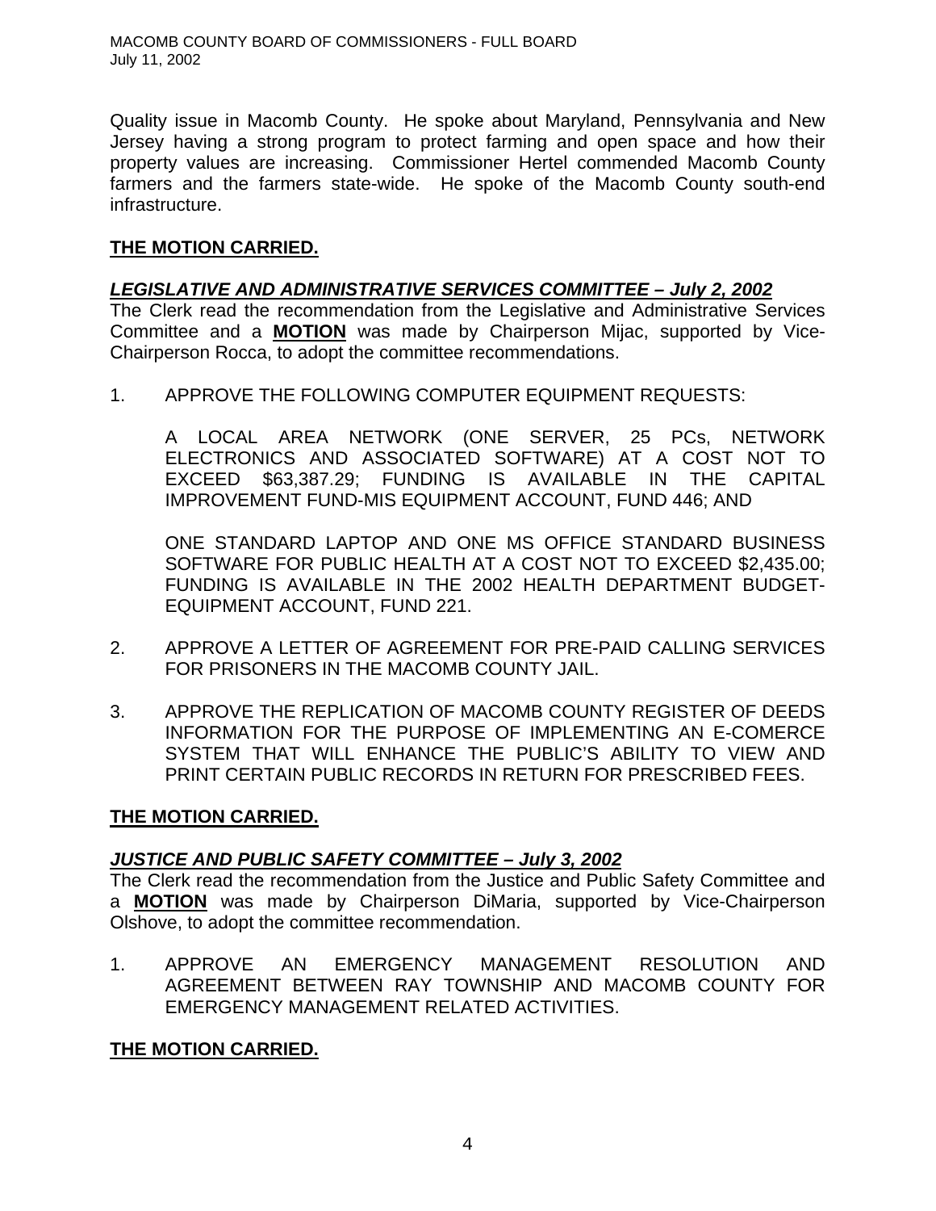Quality issue in Macomb County. He spoke about Maryland, Pennsylvania and New Jersey having a strong program to protect farming and open space and how their property values are increasing. Commissioner Hertel commended Macomb County farmers and the farmers state-wide. He spoke of the Macomb County south-end infrastructure.

**THE MOTION CARRIED.**

***LEGISLATIVE AND ADMINISTRATIVE SERVICES COMMITTEE – July 2, 2002***

The Clerk read the recommendation from the Legislative and Administrative Services Committee and a **MOTION** was made by Chairperson Mijac, supported by Vice-Chairperson Rocca, to adopt the committee recommendations.

1. APPROVE THE FOLLOWING COMPUTER EQUIPMENT REQUESTS:

   A LOCAL AREA NETWORK (ONE SERVER, 25 PCs, NETWORK ELECTRONICS AND ASSOCIATED SOFTWARE) AT A COST NOT TO EXCEED $63,387.29; FUNDING IS AVAILABLE IN THE CAPITAL IMPROVEMENT FUND-MIS EQUIPMENT ACCOUNT, FUND 446; AND

   ONE STANDARD LAPTOP AND ONE MS OFFICE STANDARD BUSINESS SOFTWARE FOR PUBLIC HEALTH AT A COST NOT TO EXCEED $2,435.00; FUNDING IS AVAILABLE IN THE 2002 HEALTH DEPARTMENT BUDGET-EQUIPMENT ACCOUNT, FUND 221.

2. APPROVE A LETTER OF AGREEMENT FOR PRE-PAID CALLING SERVICES FOR PRISONERS IN THE MACOMB COUNTY JAIL.

3. APPROVE THE REPLICATION OF MACOMB COUNTY REGISTER OF DEEDS INFORMATION FOR THE PURPOSE OF IMPLEMENTING AN E-COMERCE SYSTEM THAT WILL ENHANCE THE PUBLIC'S ABILITY TO VIEW AND PRINT CERTAIN PUBLIC RECORDS IN RETURN FOR PRESCRIBED FEES.

**THE MOTION CARRIED.**

***JUSTICE AND PUBLIC SAFETY COMMITTEE – July 3, 2002***

The Clerk read the recommendation from the Justice and Public Safety Committee and a **MOTION** was made by Chairperson DiMaria, supported by Vice-Chairperson Olshove, to adopt the committee recommendation.

1. APPROVE AN EMERGENCY MANAGEMENT RESOLUTION AND AGREEMENT BETWEEN RAY TOWNSHIP AND MACOMB COUNTY FOR EMERGENCY MANAGEMENT RELATED ACTIVITIES.

**THE MOTION CARRIED.**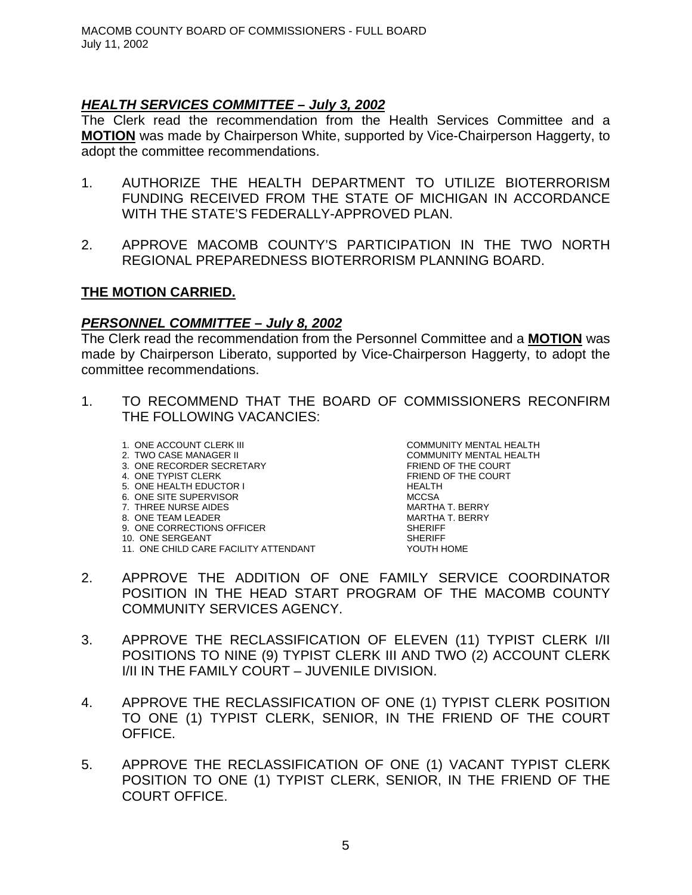### ***HEALTH SERVICES COMMITTEE – July 3, 2002***

The Clerk read the recommendation from the Health Services Committee and a **MOTION** was made by Chairperson White, supported by Vice-Chairperson Haggerty, to adopt the committee recommendations.

1. AUTHORIZE THE HEALTH DEPARTMENT TO UTILIZE BIOTERRORISM FUNDING RECEIVED FROM THE STATE OF MICHIGAN IN ACCORDANCE WITH THE STATE'S FEDERALLY-APPROVED PLAN.

2. APPROVE MACOMB COUNTY'S PARTICIPATION IN THE TWO NORTH REGIONAL PREPAREDNESS BIOTERRORISM PLANNING BOARD.

**THE MOTION CARRIED.**

### ***PERSONNEL COMMITTEE – July 8, 2002***

The Clerk read the recommendation from the Personnel Committee and a **MOTION** was made by Chairperson Liberato, supported by Vice-Chairperson Haggerty, to adopt the committee recommendations.

1. TO RECOMMEND THAT THE BOARD OF COMMISSIONERS RECONFIRM THE FOLLOWING VACANCIES:

| | |
|---|---|
| 1. ONE ACCOUNT CLERK III | COMMUNITY MENTAL HEALTH |
| 2. TWO CASE MANAGER II | COMMUNITY MENTAL HEALTH |
| 3. ONE RECORDER SECRETARY | FRIEND OF THE COURT |
| 4. ONE TYPIST CLERK | FRIEND OF THE COURT |
| 5. ONE HEALTH EDUCTOR I | HEALTH |
| 6. ONE SITE SUPERVISOR | MCCSA |
| 7. THREE NURSE AIDES | MARTHA T. BERRY |
| 8. ONE TEAM LEADER | MARTHA T. BERRY |
| 9. ONE CORRECTIONS OFFICER | SHERIFF |
| 10. ONE SERGEANT | SHERIFF |
| 11. ONE CHILD CARE FACILITY ATTENDANT | YOUTH HOME |

2. APPROVE THE ADDITION OF ONE FAMILY SERVICE COORDINATOR POSITION IN THE HEAD START PROGRAM OF THE MACOMB COUNTY COMMUNITY SERVICES AGENCY.

3. APPROVE THE RECLASSIFICATION OF ELEVEN (11) TYPIST CLERK I/II POSITIONS TO NINE (9) TYPIST CLERK III AND TWO (2) ACCOUNT CLERK I/II IN THE FAMILY COURT – JUVENILE DIVISION.

4. APPROVE THE RECLASSIFICATION OF ONE (1) TYPIST CLERK POSITION TO ONE (1) TYPIST CLERK, SENIOR, IN THE FRIEND OF THE COURT OFFICE.

5. APPROVE THE RECLASSIFICATION OF ONE (1) VACANT TYPIST CLERK POSITION TO ONE (1) TYPIST CLERK, SENIOR, IN THE FRIEND OF THE COURT OFFICE.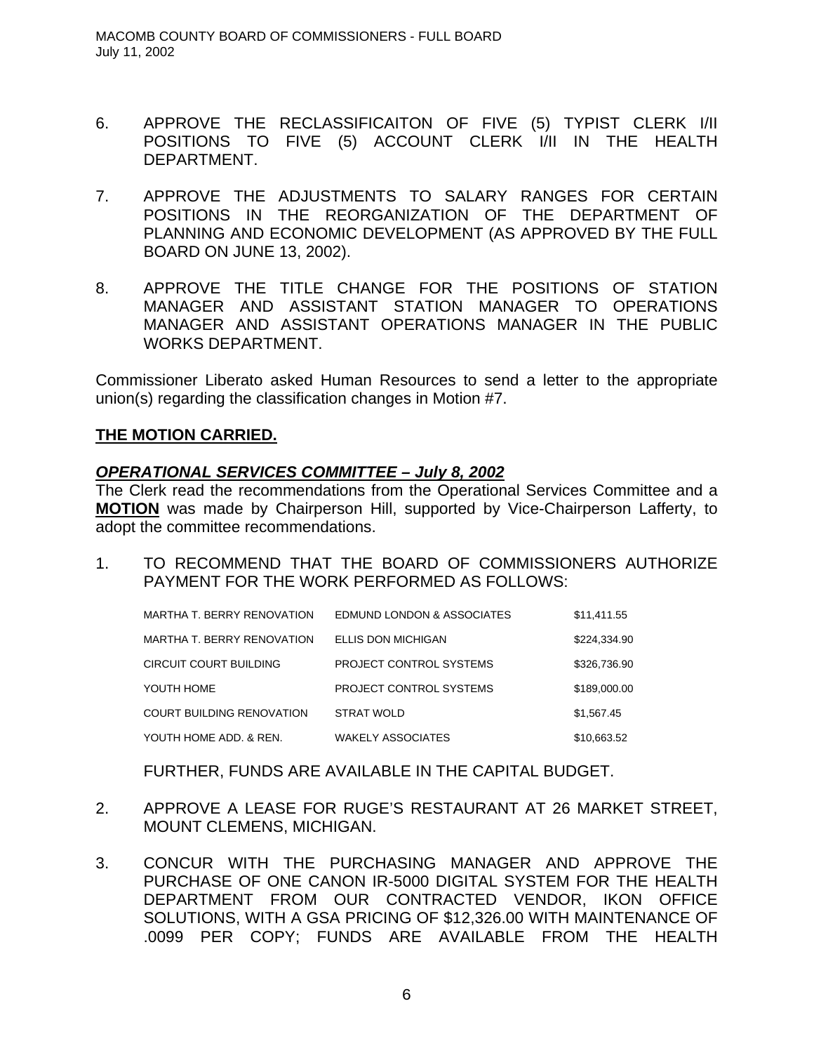6. APPROVE THE RECLASSIFICAITON OF FIVE (5) TYPIST CLERK I/II POSITIONS TO FIVE (5) ACCOUNT CLERK I/II IN THE HEALTH DEPARTMENT.

7. APPROVE THE ADJUSTMENTS TO SALARY RANGES FOR CERTAIN POSITIONS IN THE REORGANIZATION OF THE DEPARTMENT OF PLANNING AND ECONOMIC DEVELOPMENT (AS APPROVED BY THE FULL BOARD ON JUNE 13, 2002).

8. APPROVE THE TITLE CHANGE FOR THE POSITIONS OF STATION MANAGER AND ASSISTANT STATION MANAGER TO OPERATIONS MANAGER AND ASSISTANT OPERATIONS MANAGER IN THE PUBLIC WORKS DEPARTMENT.

Commissioner Liberato asked Human Resources to send a letter to the appropriate union(s) regarding the classification changes in Motion #7.

**THE MOTION CARRIED.**

***OPERATIONAL SERVICES COMMITTEE – July 8, 2002***

The Clerk read the recommendations from the Operational Services Committee and a **MOTION** was made by Chairperson Hill, supported by Vice-Chairperson Lafferty, to adopt the committee recommendations.

1. TO RECOMMEND THAT THE BOARD OF COMMISSIONERS AUTHORIZE PAYMENT FOR THE WORK PERFORMED AS FOLLOWS:

| | | |
|---|---|---|
| MARTHA T. BERRY RENOVATION | EDMUND LONDON & ASSOCIATES | $11,411.55 |
| MARTHA T. BERRY RENOVATION | ELLIS DON MICHIGAN | $224,334.90 |
| CIRCUIT COURT BUILDING | PROJECT CONTROL SYSTEMS | $326,736.90 |
| YOUTH HOME | PROJECT CONTROL SYSTEMS | $189,000.00 |
| COURT BUILDING RENOVATION | STRAT WOLD | $1,567.45 |
| YOUTH HOME ADD. & REN. | WAKELY ASSOCIATES | $10,663.52 |

FURTHER, FUNDS ARE AVAILABLE IN THE CAPITAL BUDGET.

2. APPROVE A LEASE FOR RUGE'S RESTAURANT AT 26 MARKET STREET, MOUNT CLEMENS, MICHIGAN.

3. CONCUR WITH THE PURCHASING MANAGER AND APPROVE THE PURCHASE OF ONE CANON IR-5000 DIGITAL SYSTEM FOR THE HEALTH DEPARTMENT FROM OUR CONTRACTED VENDOR, IKON OFFICE SOLUTIONS, WITH A GSA PRICING OF $12,326.00 WITH MAINTENANCE OF .0099 PER COPY; FUNDS ARE AVAILABLE FROM THE HEALTH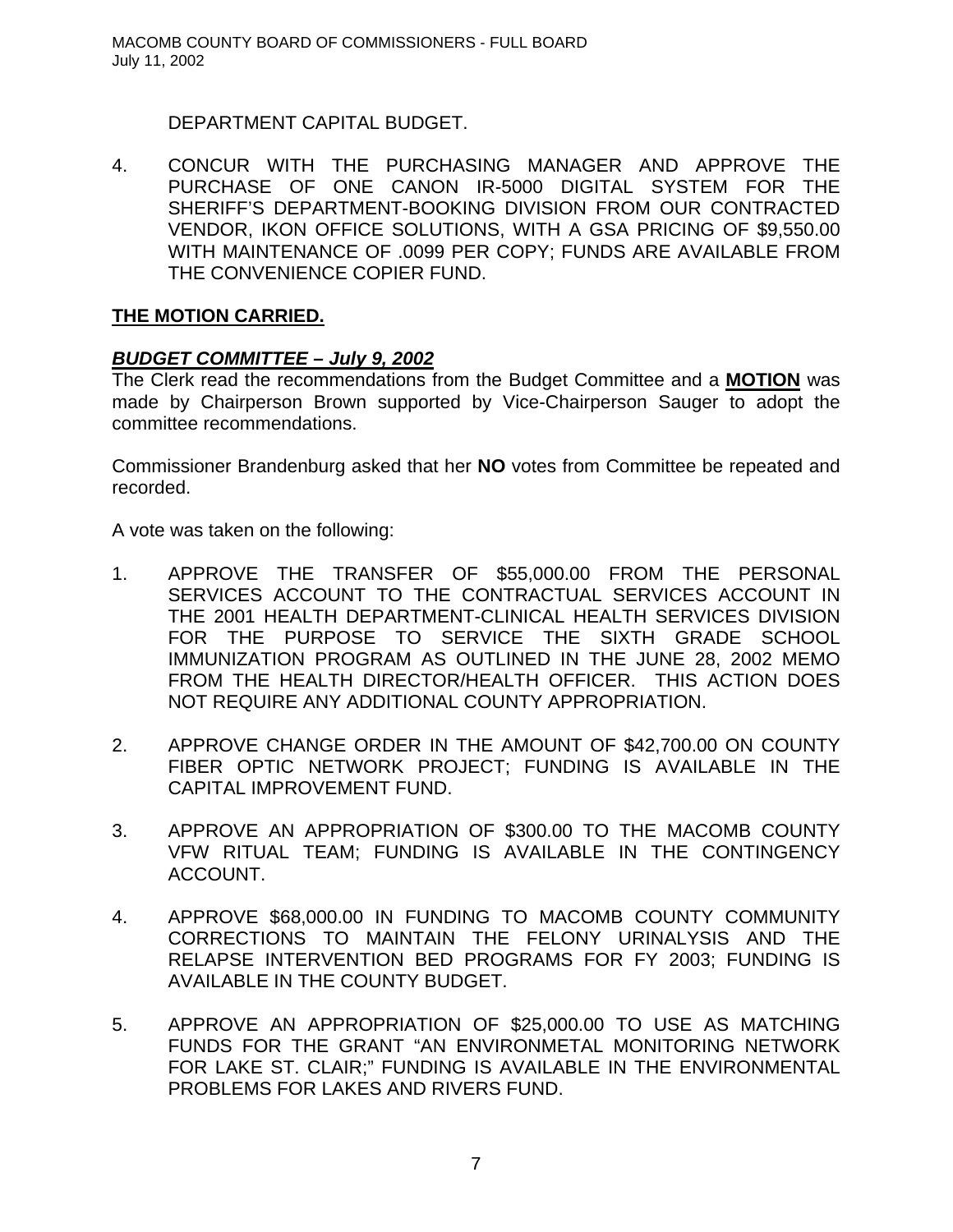DEPARTMENT CAPITAL BUDGET.

4. CONCUR WITH THE PURCHASING MANAGER AND APPROVE THE PURCHASE OF ONE CANON IR-5000 DIGITAL SYSTEM FOR THE SHERIFF'S DEPARTMENT-BOOKING DIVISION FROM OUR CONTRACTED VENDOR, IKON OFFICE SOLUTIONS, WITH A GSA PRICING OF $9,550.00 WITH MAINTENANCE OF .0099 PER COPY; FUNDS ARE AVAILABLE FROM THE CONVENIENCE COPIER FUND.

**THE MOTION CARRIED.**

***BUDGET COMMITTEE – July 9, 2002***

The Clerk read the recommendations from the Budget Committee and a **MOTION** was made by Chairperson Brown supported by Vice-Chairperson Sauger to adopt the committee recommendations.

Commissioner Brandenburg asked that her **NO** votes from Committee be repeated and recorded.

A vote was taken on the following:

1. APPROVE THE TRANSFER OF $55,000.00 FROM THE PERSONAL SERVICES ACCOUNT TO THE CONTRACTUAL SERVICES ACCOUNT IN THE 2001 HEALTH DEPARTMENT-CLINICAL HEALTH SERVICES DIVISION FOR THE PURPOSE TO SERVICE THE SIXTH GRADE SCHOOL IMMUNIZATION PROGRAM AS OUTLINED IN THE JUNE 28, 2002 MEMO FROM THE HEALTH DIRECTOR/HEALTH OFFICER. THIS ACTION DOES NOT REQUIRE ANY ADDITIONAL COUNTY APPROPRIATION.

2. APPROVE CHANGE ORDER IN THE AMOUNT OF $42,700.00 ON COUNTY FIBER OPTIC NETWORK PROJECT; FUNDING IS AVAILABLE IN THE CAPITAL IMPROVEMENT FUND.

3. APPROVE AN APPROPRIATION OF $300.00 TO THE MACOMB COUNTY VFW RITUAL TEAM; FUNDING IS AVAILABLE IN THE CONTINGENCY ACCOUNT.

4. APPROVE $68,000.00 IN FUNDING TO MACOMB COUNTY COMMUNITY CORRECTIONS TO MAINTAIN THE FELONY URINALYSIS AND THE RELAPSE INTERVENTION BED PROGRAMS FOR FY 2003; FUNDING IS AVAILABLE IN THE COUNTY BUDGET.

5. APPROVE AN APPROPRIATION OF $25,000.00 TO USE AS MATCHING FUNDS FOR THE GRANT "AN ENVIRONMETAL MONITORING NETWORK FOR LAKE ST. CLAIR;" FUNDING IS AVAILABLE IN THE ENVIRONMENTAL PROBLEMS FOR LAKES AND RIVERS FUND.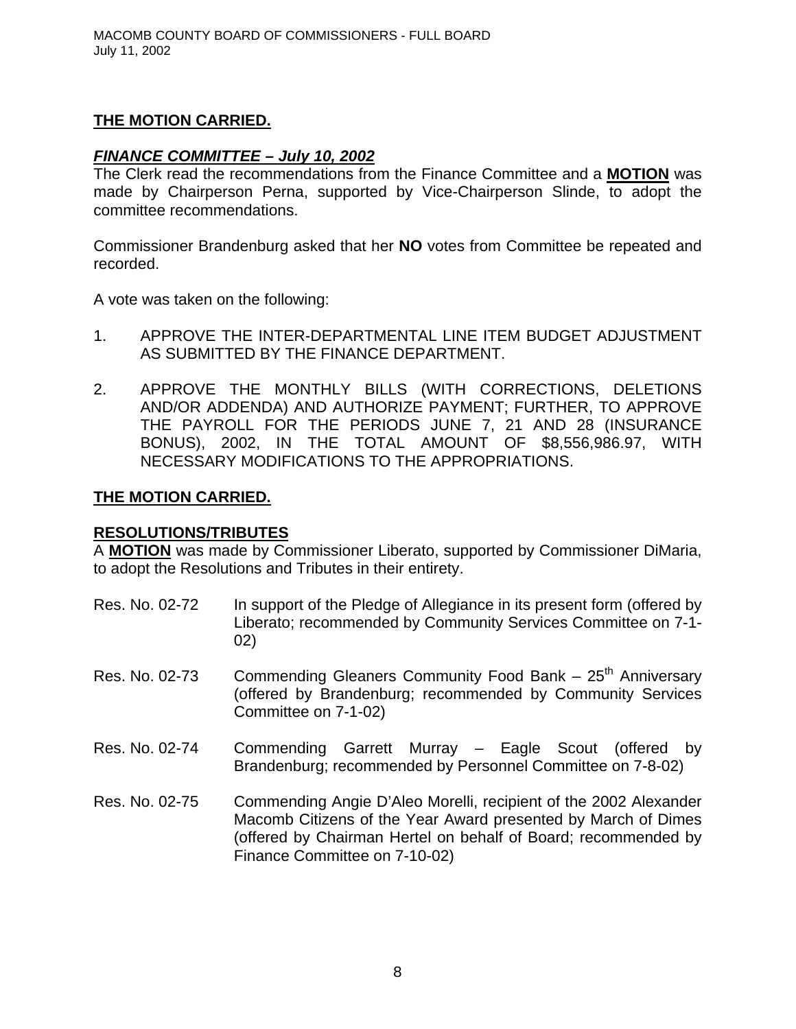**THE MOTION CARRIED.**

***FINANCE COMMITTEE – July 10, 2002***

The Clerk read the recommendations from the Finance Committee and a **MOTION** was made by Chairperson Perna, supported by Vice-Chairperson Slinde, to adopt the committee recommendations.

Commissioner Brandenburg asked that her **NO** votes from Committee be repeated and recorded.

A vote was taken on the following:

1. APPROVE THE INTER-DEPARTMENTAL LINE ITEM BUDGET ADJUSTMENT AS SUBMITTED BY THE FINANCE DEPARTMENT.

2. APPROVE THE MONTHLY BILLS (WITH CORRECTIONS, DELETIONS AND/OR ADDENDA) AND AUTHORIZE PAYMENT; FURTHER, TO APPROVE THE PAYROLL FOR THE PERIODS JUNE 7, 21 AND 28 (INSURANCE BONUS), 2002, IN THE TOTAL AMOUNT OF $8,556,986.97, WITH NECESSARY MODIFICATIONS TO THE APPROPRIATIONS.

**THE MOTION CARRIED.**

**RESOLUTIONS/TRIBUTES**

A **MOTION** was made by Commissioner Liberato, supported by Commissioner DiMaria, to adopt the Resolutions and Tributes in their entirety.

Res. No. 02-72 — In support of the Pledge of Allegiance in its present form (offered by Liberato; recommended by Community Services Committee on 7-1-02)

Res. No. 02-73 — Commending Gleaners Community Food Bank – 25th Anniversary (offered by Brandenburg; recommended by Community Services Committee on 7-1-02)

Res. No. 02-74 — Commending Garrett Murray – Eagle Scout (offered by Brandenburg; recommended by Personnel Committee on 7-8-02)

Res. No. 02-75 — Commending Angie D'Aleo Morelli, recipient of the 2002 Alexander Macomb Citizens of the Year Award presented by March of Dimes (offered by Chairman Hertel on behalf of Board; recommended by Finance Committee on 7-10-02)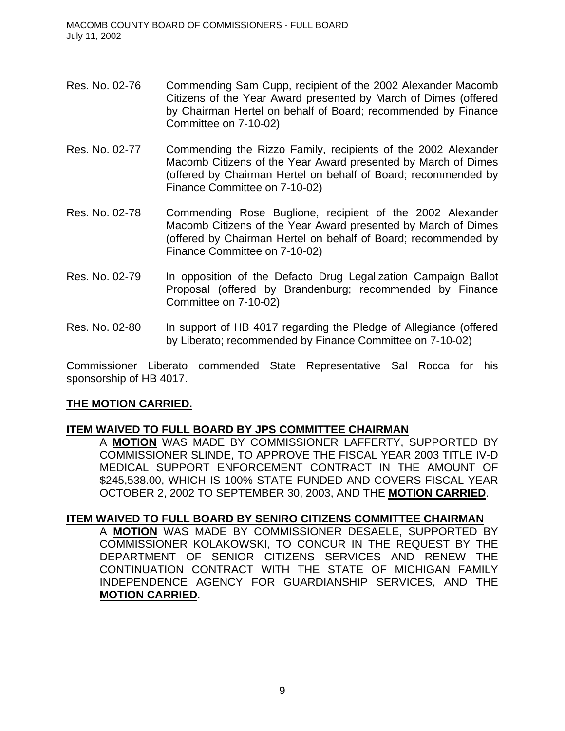Res. No. 02-76 Commending Sam Cupp, recipient of the 2002 Alexander Macomb Citizens of the Year Award presented by March of Dimes (offered by Chairman Hertel on behalf of Board; recommended by Finance Committee on 7-10-02)

Res. No. 02-77 Commending the Rizzo Family, recipients of the 2002 Alexander Macomb Citizens of the Year Award presented by March of Dimes (offered by Chairman Hertel on behalf of Board; recommended by Finance Committee on 7-10-02)

Res. No. 02-78 Commending Rose Buglione, recipient of the 2002 Alexander Macomb Citizens of the Year Award presented by March of Dimes (offered by Chairman Hertel on behalf of Board; recommended by Finance Committee on 7-10-02)

Res. No. 02-79 In opposition of the Defacto Drug Legalization Campaign Ballot Proposal (offered by Brandenburg; recommended by Finance Committee on 7-10-02)

Res. No. 02-80 In support of HB 4017 regarding the Pledge of Allegiance (offered by Liberato; recommended by Finance Committee on 7-10-02)

Commissioner Liberato commended State Representative Sal Rocca for his sponsorship of HB 4017.

**THE MOTION CARRIED.**

**ITEM WAIVED TO FULL BOARD BY JPS COMMITTEE CHAIRMAN**

A **MOTION** WAS MADE BY COMMISSIONER LAFFERTY, SUPPORTED BY COMMISSIONER SLINDE, TO APPROVE THE FISCAL YEAR 2003 TITLE IV-D MEDICAL SUPPORT ENFORCEMENT CONTRACT IN THE AMOUNT OF $245,538.00, WHICH IS 100% STATE FUNDED AND COVERS FISCAL YEAR OCTOBER 2, 2002 TO SEPTEMBER 30, 2003, AND THE **MOTION CARRIED**.

**ITEM WAIVED TO FULL BOARD BY SENIRO CITIZENS COMMITTEE CHAIRMAN**

A **MOTION** WAS MADE BY COMMISSIONER DESAELE, SUPPORTED BY COMMISSIONER KOLAKOWSKI, TO CONCUR IN THE REQUEST BY THE DEPARTMENT OF SENIOR CITIZENS SERVICES AND RENEW THE CONTINUATION CONTRACT WITH THE STATE OF MICHIGAN FAMILY INDEPENDENCE AGENCY FOR GUARDIANSHIP SERVICES, AND THE **MOTION CARRIED**.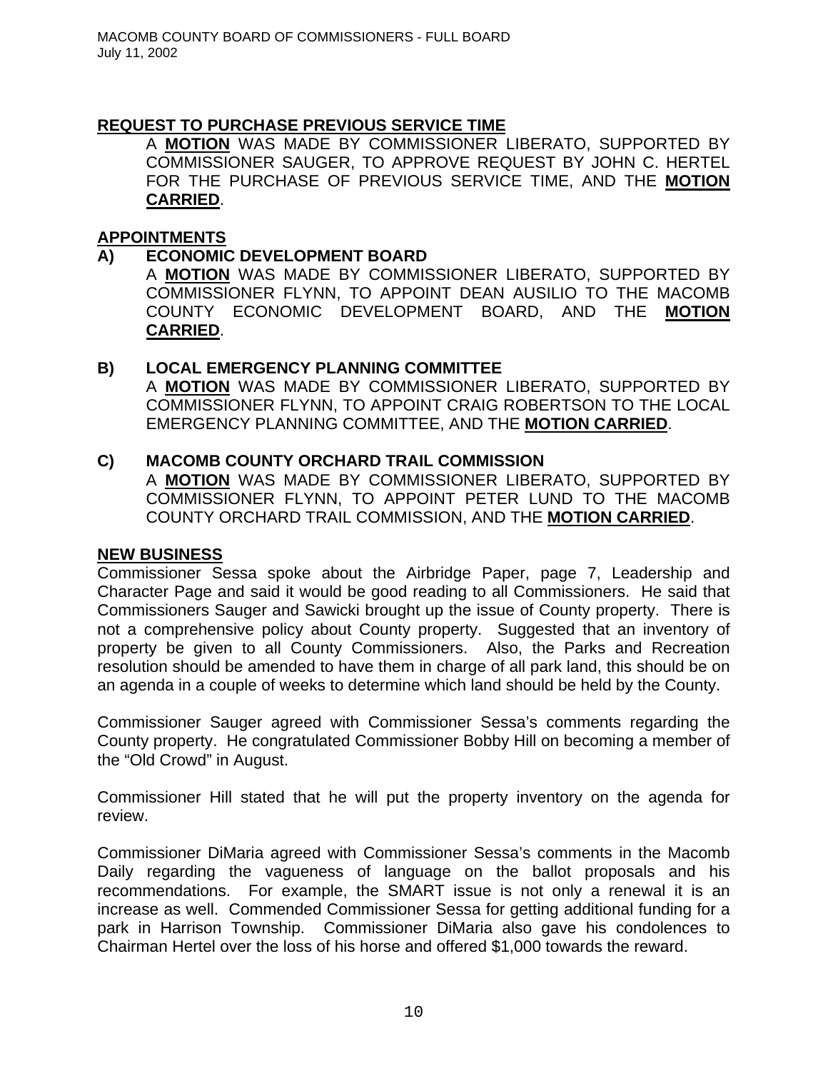## REQUEST TO PURCHASE PREVIOUS SERVICE TIME

A **MOTION** WAS MADE BY COMMISSIONER LIBERATO, SUPPORTED BY COMMISSIONER SAUGER, TO APPROVE REQUEST BY JOHN C. HERTEL FOR THE PURCHASE OF PREVIOUS SERVICE TIME, AND THE **MOTION CARRIED**.

## APPOINTMENTS

### A) ECONOMIC DEVELOPMENT BOARD

A **MOTION** WAS MADE BY COMMISSIONER LIBERATO, SUPPORTED BY COMMISSIONER FLYNN, TO APPOINT DEAN AUSILIO TO THE MACOMB COUNTY ECONOMIC DEVELOPMENT BOARD, AND THE **MOTION CARRIED**.

### B) LOCAL EMERGENCY PLANNING COMMITTEE

A **MOTION** WAS MADE BY COMMISSIONER LIBERATO, SUPPORTED BY COMMISSIONER FLYNN, TO APPOINT CRAIG ROBERTSON TO THE LOCAL EMERGENCY PLANNING COMMITTEE, AND THE **MOTION CARRIED**.

### C) MACOMB COUNTY ORCHARD TRAIL COMMISSION

A **MOTION** WAS MADE BY COMMISSIONER LIBERATO, SUPPORTED BY COMMISSIONER FLYNN, TO APPOINT PETER LUND TO THE MACOMB COUNTY ORCHARD TRAIL COMMISSION, AND THE **MOTION CARRIED**.

## NEW BUSINESS

Commissioner Sessa spoke about the Airbridge Paper, page 7, Leadership and Character Page and said it would be good reading to all Commissioners. He said that Commissioners Sauger and Sawicki brought up the issue of County property. There is not a comprehensive policy about County property. Suggested that an inventory of property be given to all County Commissioners. Also, the Parks and Recreation resolution should be amended to have them in charge of all park land, this should be on an agenda in a couple of weeks to determine which land should be held by the County.

Commissioner Sauger agreed with Commissioner Sessa's comments regarding the County property. He congratulated Commissioner Bobby Hill on becoming a member of the "Old Crowd" in August.

Commissioner Hill stated that he will put the property inventory on the agenda for review.

Commissioner DiMaria agreed with Commissioner Sessa's comments in the Macomb Daily regarding the vagueness of language on the ballot proposals and his recommendations. For example, the SMART issue is not only a renewal it is an increase as well. Commended Commissioner Sessa for getting additional funding for a park in Harrison Township. Commissioner DiMaria also gave his condolences to Chairman Hertel over the loss of his horse and offered $1,000 towards the reward.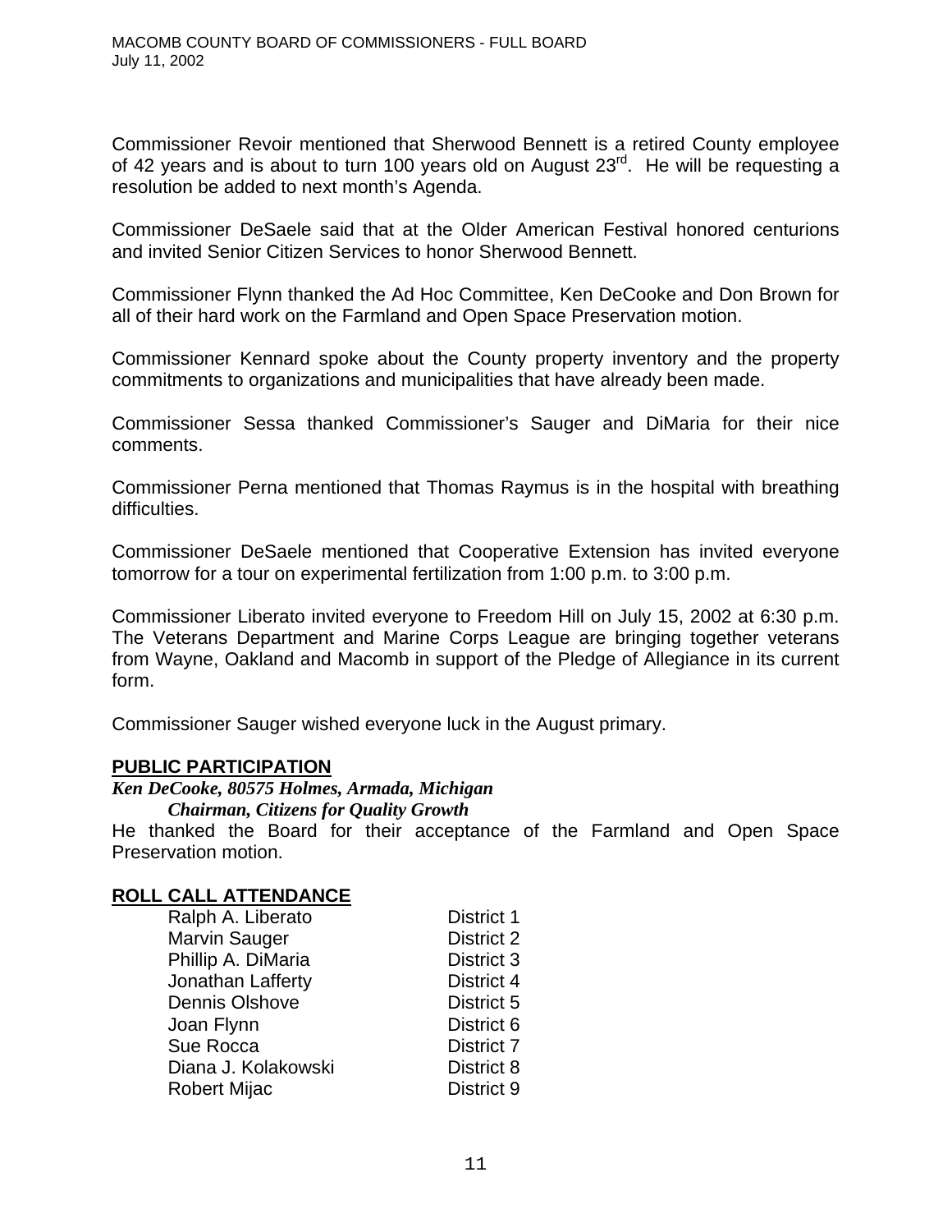Commissioner Revoir mentioned that Sherwood Bennett is a retired County employee of 42 years and is about to turn 100 years old on August 23rd. He will be requesting a resolution be added to next month's Agenda.

Commissioner DeSaele said that at the Older American Festival honored centurions and invited Senior Citizen Services to honor Sherwood Bennett.

Commissioner Flynn thanked the Ad Hoc Committee, Ken DeCooke and Don Brown for all of their hard work on the Farmland and Open Space Preservation motion.

Commissioner Kennard spoke about the County property inventory and the property commitments to organizations and municipalities that have already been made.

Commissioner Sessa thanked Commissioner's Sauger and DiMaria for their nice comments.

Commissioner Perna mentioned that Thomas Raymus is in the hospital with breathing difficulties.

Commissioner DeSaele mentioned that Cooperative Extension has invited everyone tomorrow for a tour on experimental fertilization from 1:00 p.m. to 3:00 p.m.

Commissioner Liberato invited everyone to Freedom Hill on July 15, 2002 at 6:30 p.m. The Veterans Department and Marine Corps League are bringing together veterans from Wayne, Oakland and Macomb in support of the Pledge of Allegiance in its current form.

Commissioner Sauger wished everyone luck in the August primary.

**PUBLIC PARTICIPATION**

***Ken DeCooke, 80575 Holmes, Armada, Michigan***
***Chairman, Citizens for Quality Growth***

He thanked the Board for their acceptance of the Farmland and Open Space Preservation motion.

**ROLL CALL ATTENDANCE**

| | |
|---|---|
| Ralph A. Liberato | District 1 |
| Marvin Sauger | District 2 |
| Phillip A. DiMaria | District 3 |
| Jonathan Lafferty | District 4 |
| Dennis Olshove | District 5 |
| Joan Flynn | District 6 |
| Sue Rocca | District 7 |
| Diana J. Kolakowski | District 8 |
| Robert Mijac | District 9 |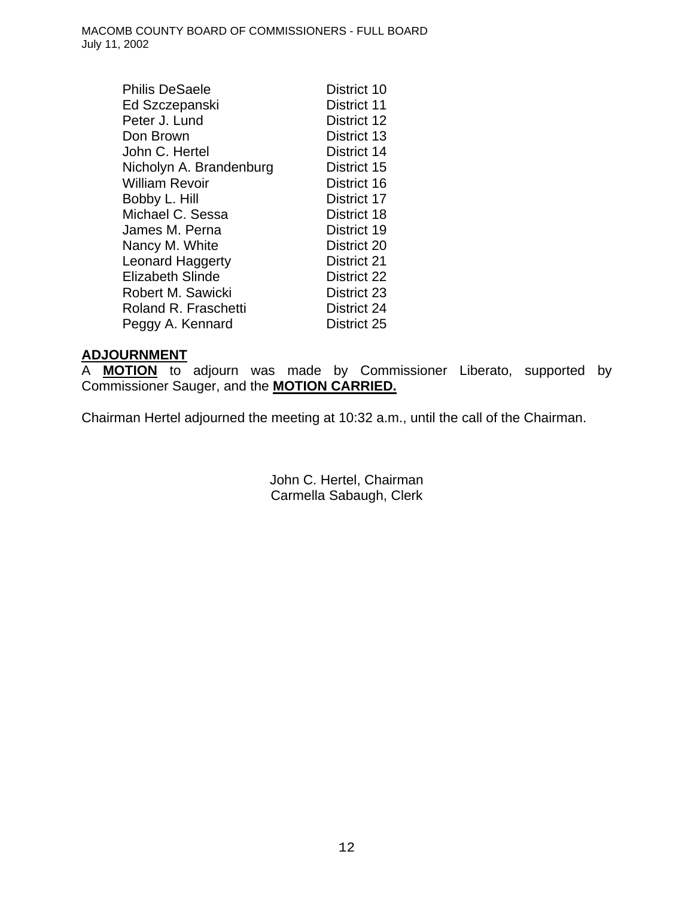| | |
|---|---|
| Philis DeSaele | District 10 |
| Ed Szczepanski | District 11 |
| Peter J. Lund | District 12 |
| Don Brown | District 13 |
| John C. Hertel | District 14 |
| Nicholyn A. Brandenburg | District 15 |
| William Revoir | District 16 |
| Bobby L. Hill | District 17 |
| Michael C. Sessa | District 18 |
| James M. Perna | District 19 |
| Nancy M. White | District 20 |
| Leonard Haggerty | District 21 |
| Elizabeth Slinde | District 22 |
| Robert M. Sawicki | District 23 |
| Roland R. Fraschetti | District 24 |
| Peggy A. Kennard | District 25 |

**ADJOURNMENT**

A **MOTION** to adjourn was made by Commissioner Liberato, supported by Commissioner Sauger, and the **MOTION CARRIED.**

Chairman Hertel adjourned the meeting at 10:32 a.m., until the call of the Chairman.

John C. Hertel, Chairman
Carmella Sabaugh, Clerk